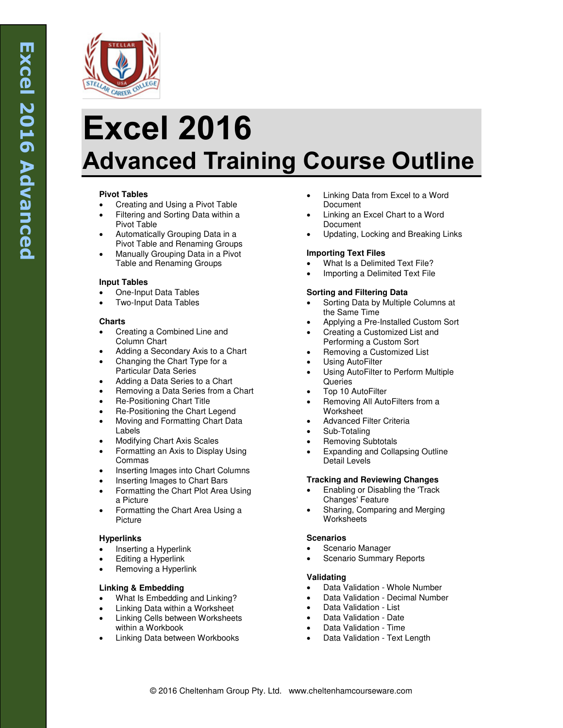# Excel 2016

## Advanced Training Course Outline

### Pivot Tables

- Creating and Using a Pivot Table
- Filtering and Sorting Data within a Pivot Table
- Automatically Grouping Data in a Pivot Table and Renaming Groups
- Manually Grouping Data in a Pivot Table and Renaming Groups

### Input Tables

- One-Input Data Tables
- Two-Input Data Tables

### Charts

- Creating a Combined Line and Column Chart
- Adding a Secondary Axis to a Chart
- Changing the Chart Type for a Particular Data Series
- Adding a Data Series to a Chart
- Removing a Data Series from a Chart
- Re-Positioning Chart Title
- Re-Positioning the Chart Legend
- Moving and Formatting Chart Data Labels
- Modifying Chart Axis Scales
- Formatting an Axis to Display Using Commas
- Inserting Images into Chart Columns
- Inserting Images to Chart Bars
- Formatting the Chart Plot Area Using a Picture
- Formatting the Chart Area Using a Picture

### Hyperlinks

- Inserting a Hyperlink
- Editing a Hyperlink
- Removing a Hyperlink

### Linking & Embedding

- What Is Embedding and Linking?
- Linking Data within a Worksheet
- Linking Cells between Worksheets within a Workbook
- Linking Data between Workbooks
- Linking Data from Excel to a Word Document
- Linking an Excel Chart to a Word Document
- Updating, Locking and Breaking Links

### Importing Text Files

- What Is a Delimited Text File?
- Importing a Delimited Text File

### Sorting and Filtering Data

- Sorting Data by Multiple Columns at the Same Time
- Applying a Pre-Installed Custom Sort
- Creating a Customized List and Performing a Custom Sort
- Removing a Customized List
- Using AutoFilter
- Using AutoFilter to Perform Multiple Queries
- Top 10 AutoFilter
- Removing All AutoFilters from a Worksheet
- Advanced Filter Criteria
- Sub-Totaling
- Removing Subtotals
- Expanding and Collapsing Outline Detail Levels

### Tracking and Reviewing Changes

- Enabling or Disabling the 'Track Changes' Feature
- Sharing, Comparing and Merging Worksheets

### Scenarios

- Scenario Manager
- Scenario Summary Reports

### Validating

- Data Validation - Whole Number
- Data Validation - Decimal Number
- Data Validation - List
- Data Validation - Date
- Data Validation - Time
- Data Validation - Text Length

© 2016 Cheltenham Group Pty. Ltd. www.cheltenhamcourseware.com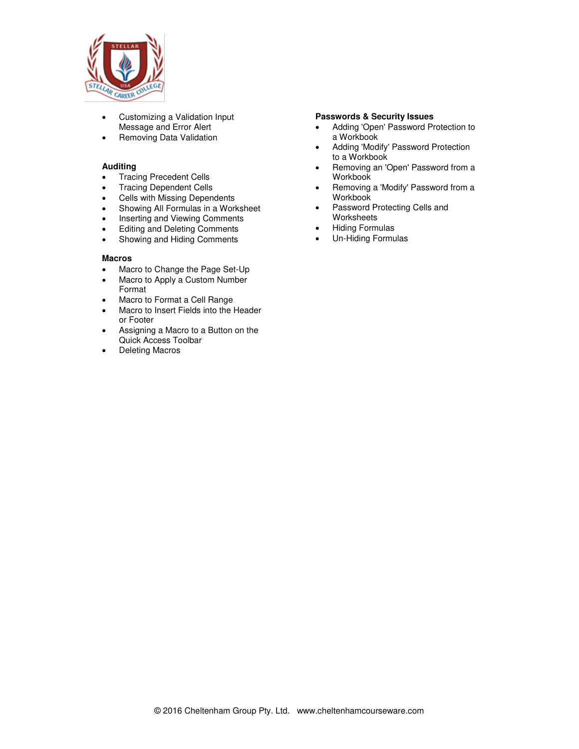- Customizing a Validation Input Message and Error Alert
- Removing Data Validation

**Auditing**

- Tracing Precedent Cells
- Tracing Dependent Cells
- Cells with Missing Dependents
- Showing All Formulas in a Worksheet
- Inserting and Viewing Comments
- Editing and Deleting Comments
- Showing and Hiding Comments

**Macros**

- Macro to Change the Page Set-Up
- Macro to Apply a Custom Number Format
- Macro to Format a Cell Range
- Macro to Insert Fields into the Header or Footer
- Assigning a Macro to a Button on the Quick Access Toolbar
- Deleting Macros

**Passwords & Security Issues**

- Adding 'Open' Password Protection to a Workbook
- Adding 'Modify' Password Protection to a Workbook
- Removing an 'Open' Password from a Workbook
- Removing a 'Modify' Password from a Workbook
- Password Protecting Cells and Worksheets
- Hiding Formulas
- Un-Hiding Formulas

© 2016 Cheltenham Group Pty. Ltd. www.cheltenhamcourseware.com